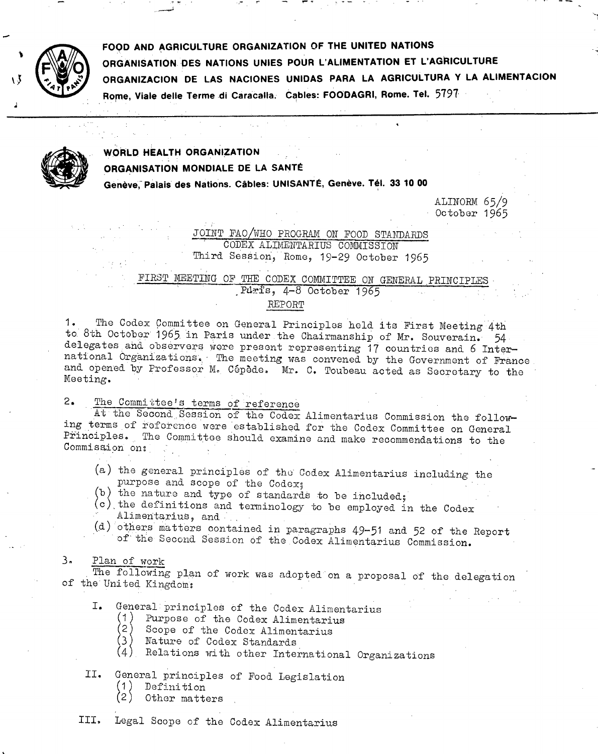**FOOD AND AGRICULTURE ORGANIZATION OF THE UNITED NATIONS**
**ORGANISATION DES NATIONS UNIES POUR L'ALIMENTATION ET L'AGRICULTURE**
**ORGANIZACION DE LAS NACIONES UNIDAS PARA LA AGRICULTURA Y LA ALIMENTACION**
**Rome, Viale delle Terme di Caracalla. Cables: FOODAGRI, Rome. Tel. 5797**

**WORLD HEALTH ORGANIZATION**
**ORGANISATION MONDIALE DE LA SANTÉ**
**Genève, Palais des Nations. Câbles: UNISANTÉ, Genève. Tél. 33 10 00**

ALINORM 65/9
October 1965

JOINT FAO/WHO PROGRAM ON FOOD STANDARDS
CODEX ALIMENTARIUS COMMISSION
Third Session, Rome, 19-29 October 1965

FIRST MEETING OF THE CODEX COMMITTEE ON GENERAL PRINCIPLES
Paris, 4-8 October 1965
REPORT

1. The Codex Committee on General Principles held its First Meeting 4th to 8th October 1965 in Paris under the Chairmanship of Mr. Souverain. 54 delegates and observers were present representing 17 countries and 6 International Organizations. The meeting was convened by the Government of France and opened by Professor M. Cépède. Mr. C. Toubeau acted as Secretary to the Meeting.

2. The Committee's terms of reference

At the Second Session of the Codex Alimentarius Commission the following terms of reference were established for the Codex Committee on General Principles. The Committee should examine and make recommendations to the Commission on:

(a) the general principles of the Codex Alimentarius including the purpose and scope of the Codex;
(b) the nature and type of standards to be included;
(c) the definitions and terminology to be employed in the Codex Alimentarius, and
(d) others matters contained in paragraphs 49-51 and 52 of the Report of the Second Session of the Codex Alimentarius Commission.

3. Plan of work

The following plan of work was adopted on a proposal of the delegation of the United Kingdom:

I. General principles of the Codex Alimentarius
   (1) Purpose of the Codex Alimentarius
   (2) Scope of the Codex Alimentarius
   (3) Nature of Codex Standards
   (4) Relations with other International Organizations

II. General principles of Food Legislation
   (1) Definition
   (2) Other matters

III. Legal Scope of the Codex Alimentarius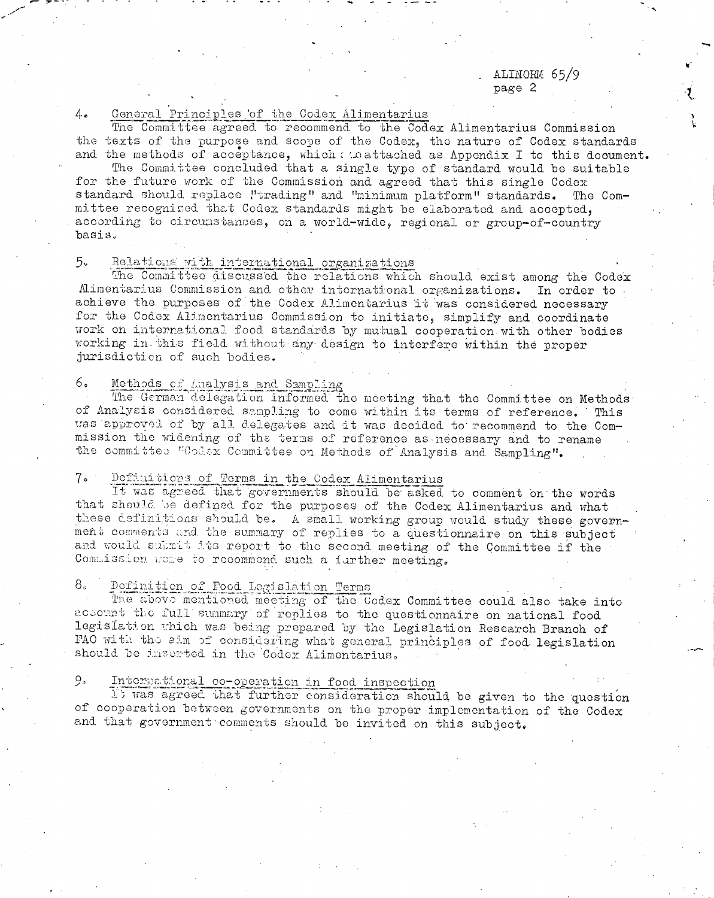4. General Principles of the Codex Alimentarius

The Committee agreed to recommend to the Codex Alimentarius Commission the texts of the purpose and scope of the Codex, the nature of Codex standards and the methods of acceptance, which are attached as Appendix I to this document.

The Committee concluded that a single type of standard would be suitable for the future work of the Commission and agreed that this single Codex standard should replace "trading" and "minimum platform" standards. The Committee recognized that Codex standards might be elaborated and accepted, according to circumstances, on a world-wide, regional or group-of-country basis.

5. Relations with international organizations

The Committee discussed the relations which should exist among the Codex Alimentarius Commission and other international organizations. In order to achieve the purposes of the Codex Alimentarius it was considered necessary for the Codex Alimentarius Commission to initiate, simplify and coordinate work on international food standards by mutual cooperation with other bodies working in this field without any design to interfere within the proper jurisdiction of such bodies.

6. Methods of Analysis and Sampling

The German delegation informed the meeting that the Committee on Methods of Analysis considered sampling to come within its terms of reference. This was approved of by all delegates and it was decided to recommend to the Commission the widening of the terms of reference as necessary and to rename the committee "Codex Committee on Methods of Analysis and Sampling".

7. Definitions of Terms in the Codex Alimentarius

It was agreed that governments should be asked to comment on the words that should be defined for the purposes of the Codex Alimentarius and what these definitions should be. A small working group would study these government comments and the summary of replies to a questionnaire on this subject and would submit its report to the second meeting of the Committee if the Commission were to recommend such a further meeting.

8. Definition of Food Legislation Terms

The above mentioned meeting of the Codex Committee could also take into account the full summary of replies to the questionnaire on national food legislation which was being prepared by the Legislation Research Branch of FAO with the aim of considering what general principles of food legislation should be inserted in the Codex Alimentarius.

9. International co-operation in food inspection

It was agreed that further consideration should be given to the question of cooperation between governments on the proper implementation of the Codex and that government comments should be invited on this subject.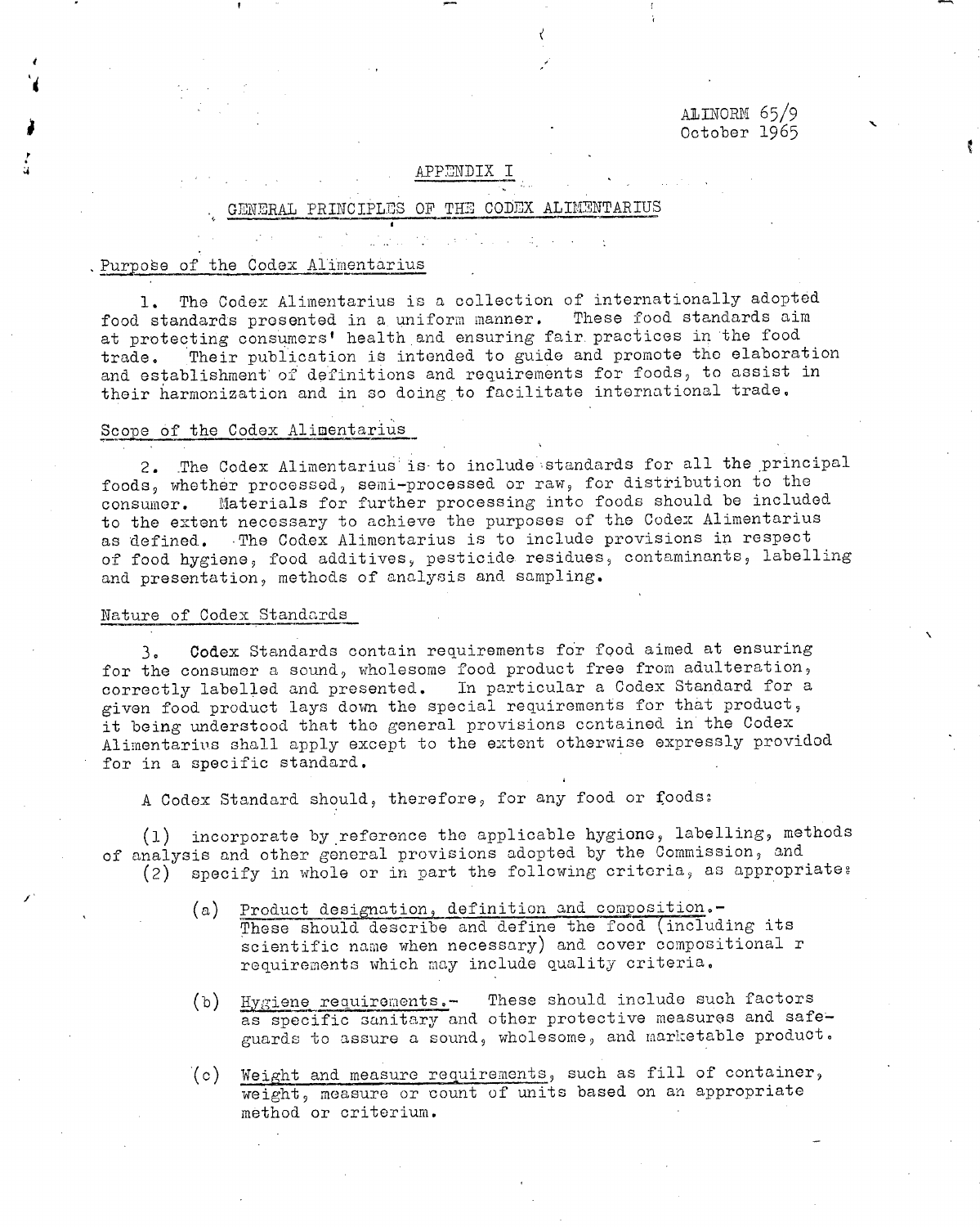ALINORM 65/9
October 1965

## APPENDIX I

## GENERAL PRINCIPLES OF THE CODEX ALIMENTARIUS

### Purpose of the Codex Alimentarius

1. The Codex Alimentarius is a collection of internationally adopted food standards presented in a uniform manner. These food standards aim at protecting consumers' health and ensuring fair practices in the food trade. Their publication is intended to guide and promote the elaboration and establishment of definitions and requirements for foods, to assist in their harmonization and in so doing to facilitate international trade.

### Scope of the Codex Alimentarius

2. The Codex Alimentarius is to include standards for all the principal foods, whether processed, semi-processed or raw, for distribution to the consumer. Materials for further processing into foods should be included to the extent necessary to achieve the purposes of the Codex Alimentarius as defined. The Codex Alimentarius is to include provisions in respect of food hygiene, food additives, pesticide residues, contaminants, labelling and presentation, methods of analysis and sampling.

### Nature of Codex Standards

3. Codex Standards contain requirements for food aimed at ensuring for the consumer a sound, wholesome food product free from adulteration, correctly labelled and presented. In particular a Codex Standard for a given food product lays down the special requirements for that product, it being understood that the general provisions contained in the Codex Alimentarius shall apply except to the extent otherwise expressly provided for in a specific standard.

A Codex Standard should, therefore, for any food or foods:

(1) incorporate by reference the applicable hygiene, labelling, methods of analysis and other general provisions adopted by the Commission, and
(2) specify in whole or in part the following criteria, as appropriate:

(a) Product designation, definition and composition.- These should describe and define the food (including its scientific name when necessary) and cover compositional r requirements which may include quality criteria.

(b) Hygiene requirements.- These should include such factors as specific sanitary and other protective measures and safeguards to assure a sound, wholesome, and marketable product.

(c) Weight and measure requirements, such as fill of container, weight, measure or count of units based on an appropriate method or criterium.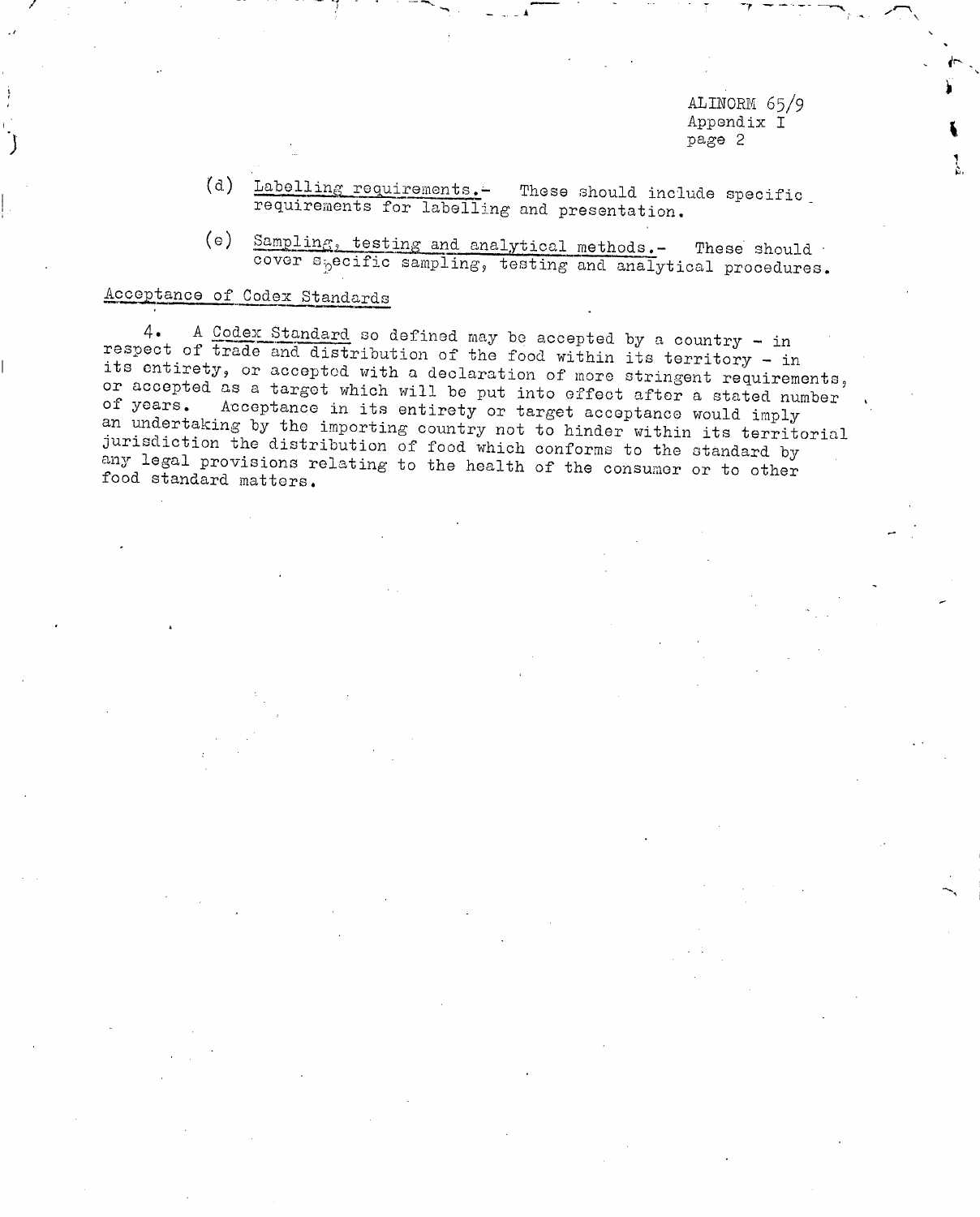(d) Labelling requirements.- These should include specific requirements for labelling and presentation.

(e) Sampling, testing and analytical methods.- These should cover specific sampling, testing and analytical procedures.

## Acceptance of Codex Standards

4. A Codex Standard so defined may be accepted by a country - in respect of trade and distribution of the food within its territory - in its entirety, or accepted with a declaration of more stringent requirements, or accepted as a target which will be put into effect after a stated number of years. Acceptance in its entirety or target acceptance would imply an undertaking by the importing country not to hinder within its territorial jurisdiction the distribution of food which conforms to the standard by any legal provisions relating to the health of the consumer or to other food standard matters.